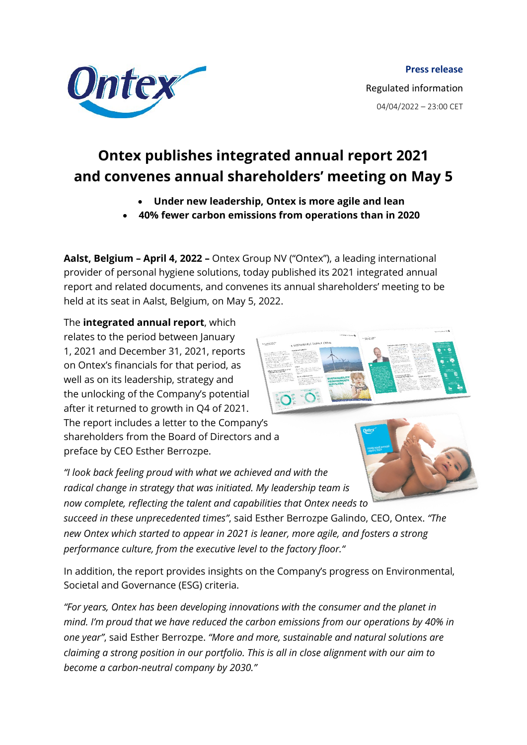**Press release**

Regulated information

04/04/2022 – 23:00 CET

# Ontex publishes integrated annual report 2021 and convenes annual shareholders' meeting on May 5

- **Under new leadership, Ontex is more agile and lean**
- **40% fewer carbon emissions from operations than in 2020**

**Aalst, Belgium – April 4, 2022 –** Ontex Group NV ("Ontex"), a leading international provider of personal hygiene solutions, today published its 2021 integrated annual report and related documents, and convenes its annual shareholders' meeting to be held at its seat in Aalst, Belgium, on May 5, 2022.

The **integrated annual report**, which relates to the period between January 1, 2021 and December 31, 2021, reports on Ontex's financials for that period, as well as on its leadership, strategy and the unlocking of the Company's potential after it returned to growth in Q4 of 2021. The report includes a letter to the Company's shareholders from the Board of Directors and a preface by CEO Esther Berrozpe.

*"I look back feeling proud with what we achieved and with the radical change in strategy that was initiated. My leadership team is now complete, reflecting the talent and capabilities that Ontex needs to succeed in these unprecedented times"*, said Esther Berrozpe Galindo, CEO, Ontex. *"The new Ontex which started to appear in 2021 is leaner, more agile, and fosters a strong performance culture, from the executive level to the factory floor."*

In addition, the report provides insights on the Company's progress on Environmental, Societal and Governance (ESG) criteria.

*"For years, Ontex has been developing innovations with the consumer and the planet in mind. I'm proud that we have reduced the carbon emissions from our operations by 40% in one year"*, said Esther Berrozpe. *"More and more, sustainable and natural solutions are claiming a strong position in our portfolio. This is all in close alignment with our aim to become a carbon-neutral company by 2030."*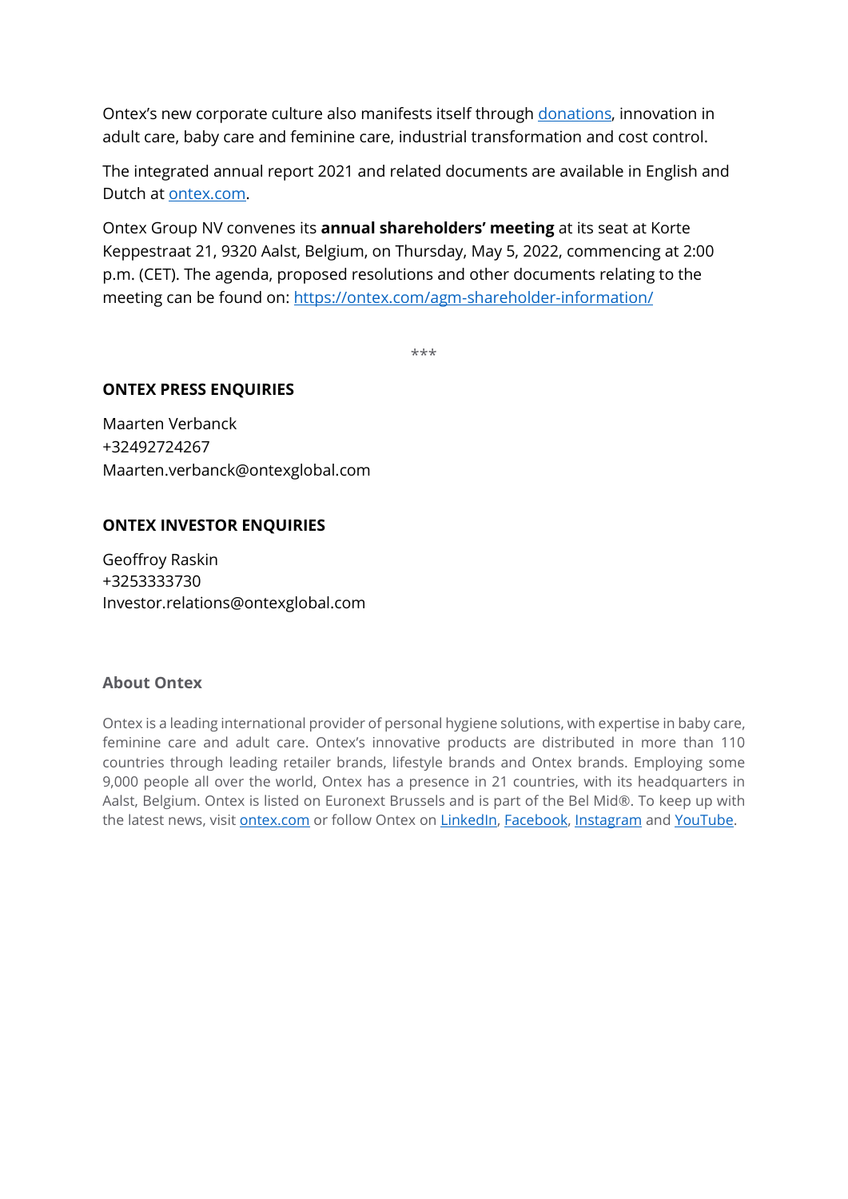Ontex's new corporate culture also manifests itself through donations, innovation in adult care, baby care and feminine care, industrial transformation and cost control.

The integrated annual report 2021 and related documents are available in English and Dutch at ontex.com.

Ontex Group NV convenes its **annual shareholders' meeting** at its seat at Korte Keppestraat 21, 9320 Aalst, Belgium, on Thursday, May 5, 2022, commencing at 2:00 p.m. (CET). The agenda, proposed resolutions and other documents relating to the meeting can be found on: https://ontex.com/agm-shareholder-information/

***

**ONTEX PRESS ENQUIRIES**

Maarten Verbanck
+32492724267
Maarten.verbanck@ontexglobal.com

**ONTEX INVESTOR ENQUIRIES**

Geoffroy Raskin
+3253333730
Investor.relations@ontexglobal.com

**About Ontex**

Ontex is a leading international provider of personal hygiene solutions, with expertise in baby care, feminine care and adult care. Ontex's innovative products are distributed in more than 110 countries through leading retailer brands, lifestyle brands and Ontex brands. Employing some 9,000 people all over the world, Ontex has a presence in 21 countries, with its headquarters in Aalst, Belgium. Ontex is listed on Euronext Brussels and is part of the Bel Mid®. To keep up with the latest news, visit ontex.com or follow Ontex on LinkedIn, Facebook, Instagram and YouTube.